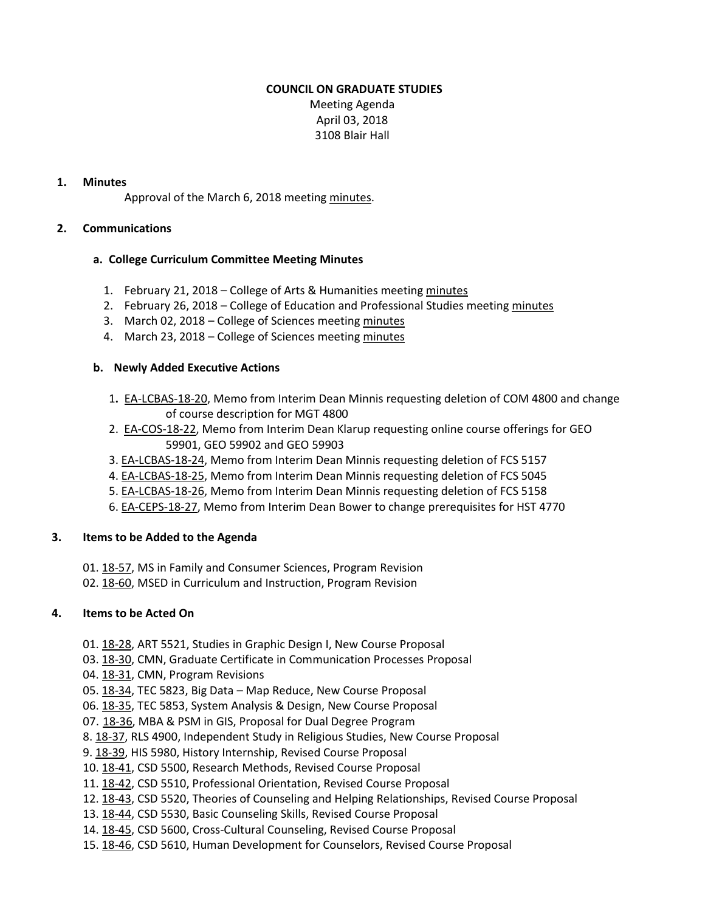**COUNCIL ON GRADUATE STUDIES**

Meeting Agenda

April 03, 2018

3108 Blair Hall

**1. Minutes**

Approval of the March 6, 2018 meeting minutes.

**2. Communications**

**a. College Curriculum Committee Meeting Minutes**

1. February 21, 2018 – College of Arts & Humanities meeting minutes
2. February 26, 2018 – College of Education and Professional Studies meeting minutes
3. March 02, 2018 – College of Sciences meeting minutes
4. March 23, 2018 – College of Sciences meeting minutes

**b. Newly Added Executive Actions**

1. EA-LCBAS-18-20, Memo from Interim Dean Minnis requesting deletion of COM 4800 and change of course description for MGT 4800
2. EA-COS-18-22, Memo from Interim Dean Klarup requesting online course offerings for GEO 59901, GEO 59902 and GEO 59903
3. EA-LCBAS-18-24, Memo from Interim Dean Minnis requesting deletion of FCS 5157
4. EA-LCBAS-18-25, Memo from Interim Dean Minnis requesting deletion of FCS 5045
5. EA-LCBAS-18-26, Memo from Interim Dean Minnis requesting deletion of FCS 5158
6. EA-CEPS-18-27, Memo from Interim Dean Bower to change prerequisites for HST 4770

**3. Items to be Added to the Agenda**

01. 18-57, MS in Family and Consumer Sciences, Program Revision
02. 18-60, MSED in Curriculum and Instruction, Program Revision

**4. Items to be Acted On**

01. 18-28, ART 5521, Studies in Graphic Design I, New Course Proposal
03. 18-30, CMN, Graduate Certificate in Communication Processes Proposal
04. 18-31, CMN, Program Revisions
05. 18-34, TEC 5823, Big Data – Map Reduce, New Course Proposal
06. 18-35, TEC 5853, System Analysis & Design, New Course Proposal
07. 18-36, MBA & PSM in GIS, Proposal for Dual Degree Program
8. 18-37, RLS 4900, Independent Study in Religious Studies, New Course Proposal
9. 18-39, HIS 5980, History Internship, Revised Course Proposal
10. 18-41, CSD 5500, Research Methods, Revised Course Proposal
11. 18-42, CSD 5510, Professional Orientation, Revised Course Proposal
12. 18-43, CSD 5520, Theories of Counseling and Helping Relationships, Revised Course Proposal
13. 18-44, CSD 5530, Basic Counseling Skills, Revised Course Proposal
14. 18-45, CSD 5600, Cross-Cultural Counseling, Revised Course Proposal
15. 18-46, CSD 5610, Human Development for Counselors, Revised Course Proposal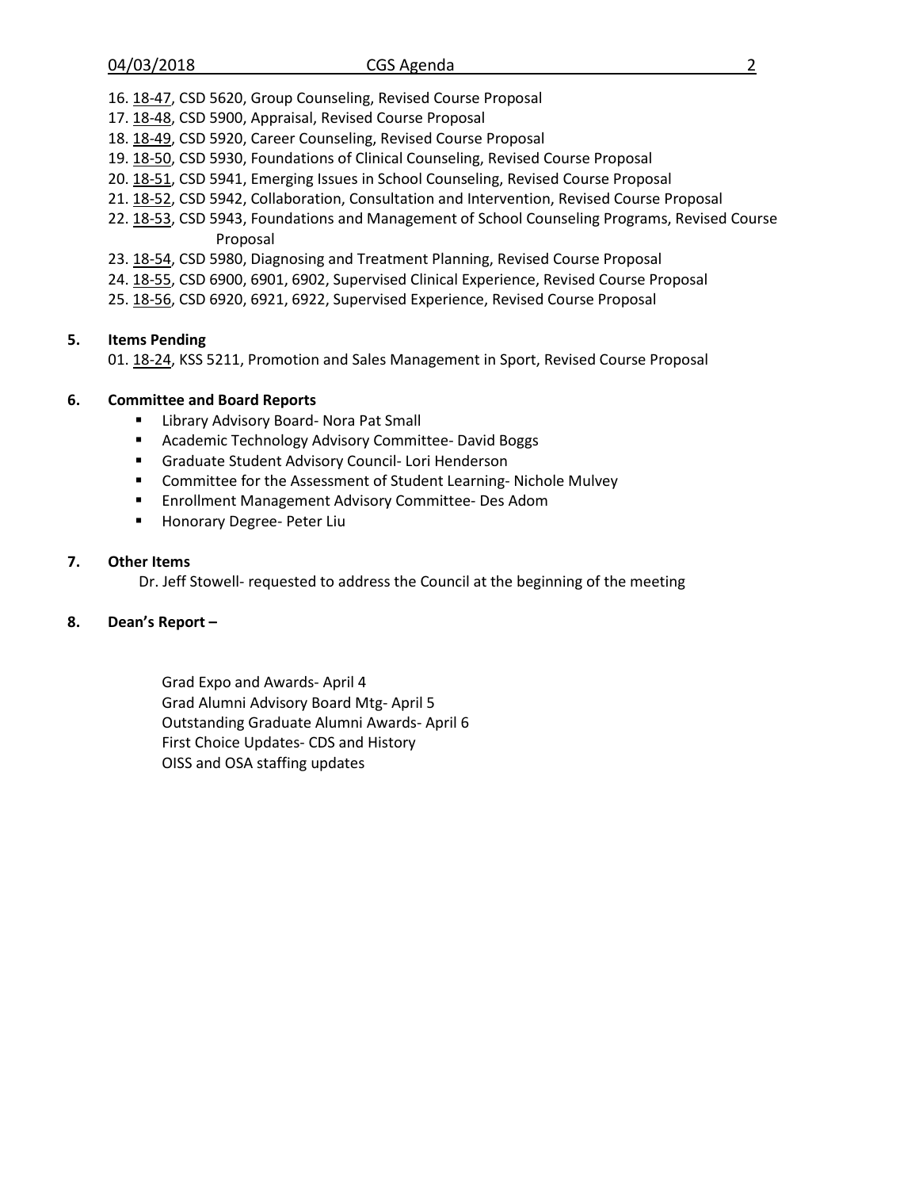16. 18-47, CSD 5620, Group Counseling, Revised Course Proposal
17. 18-48, CSD 5900, Appraisal, Revised Course Proposal
18. 18-49, CSD 5920, Career Counseling, Revised Course Proposal
19. 18-50, CSD 5930, Foundations of Clinical Counseling, Revised Course Proposal
20. 18-51, CSD 5941, Emerging Issues in School Counseling, Revised Course Proposal
21. 18-52, CSD 5942, Collaboration, Consultation and Intervention, Revised Course Proposal
22. 18-53, CSD 5943, Foundations and Management of School Counseling Programs, Revised Course Proposal
23. 18-54, CSD 5980, Diagnosing and Treatment Planning, Revised Course Proposal
24. 18-55, CSD 6900, 6901, 6902, Supervised Clinical Experience, Revised Course Proposal
25. 18-56, CSD 6920, 6921, 6922, Supervised Experience, Revised Course Proposal

**5. Items Pending**

01. 18-24, KSS 5211, Promotion and Sales Management in Sport, Revised Course Proposal

**6. Committee and Board Reports**

- Library Advisory Board- Nora Pat Small
- Academic Technology Advisory Committee- David Boggs
- Graduate Student Advisory Council- Lori Henderson
- Committee for the Assessment of Student Learning- Nichole Mulvey
- Enrollment Management Advisory Committee- Des Adom
- Honorary Degree- Peter Liu

**7. Other Items**

Dr. Jeff Stowell- requested to address the Council at the beginning of the meeting

**8. Dean's Report –**

Grad Expo and Awards- April 4
Grad Alumni Advisory Board Mtg- April 5
Outstanding Graduate Alumni Awards- April 6
First Choice Updates- CDS and History
OISS and OSA staffing updates